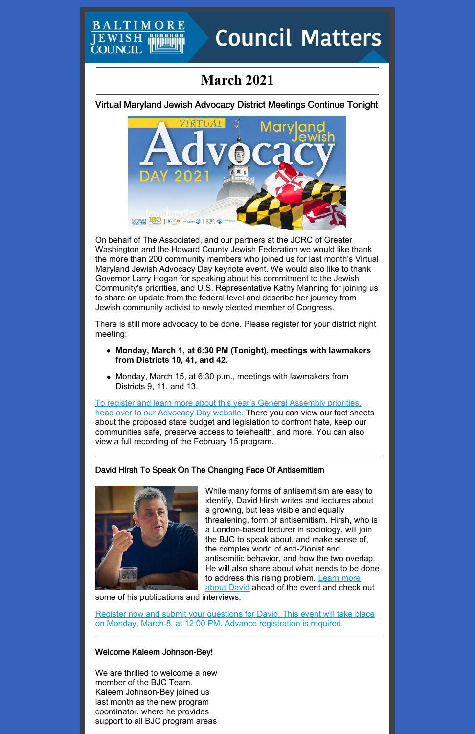# Council Matters

## March 2021

### Virtual Maryland Jewish Advocacy District Meetings Continue Tonight

On behalf of The Associated, and our partners at the JCRC of Greater Washington and the Howard County Jewish Federation we would like thank the more than 200 community members who joined us for last month's Virtual Maryland Jewish Advocacy Day keynote event. We would also like to thank Governor Larry Hogan for speaking about his commitment to the Jewish Community's priorities, and U.S. Representative Kathy Manning for joining us to share an update from the federal level and describe her journey from Jewish community activist to newly elected member of Congress.

There is still more advocacy to be done. Please register for your district night meeting:

- **Monday, March 1, at 6:30 PM (Tonight), meetings with lawmakers from Districts 10, 41, and 42.**
- Monday, March 15, at 6:30 p.m., meetings with lawmakers from Districts 9, 11, and 13.

To register and learn more about this year's General Assembly priorities, head over to our Advocacy Day website. There you can view our fact sheets about the proposed state budget and legislation to confront hate, keep our communities safe, preserve access to telehealth, and more. You can also view a full recording of the February 15 program.

### David Hirsh To Speak On The Changing Face Of Antisemitism

While many forms of antisemitism are easy to identify, David Hirsh writes and lectures about a growing, but less visible and equally threatening, form of antisemitism. Hirsh, who is a London-based lecturer in sociology, will join the BJC to speak about, and make sense of, the complex world of anti-Zionist and antisemitic behavior, and how the two overlap. He will also share about what needs to be done to address this rising problem. Learn more about David ahead of the event and check out some of his publications and interviews.

Register now and submit your questions for David. This event will take place on Monday, March 8, at 12:00 PM. Advance registration is required.

### Welcome Kaleem Johnson-Bey!

We are thrilled to welcome a new member of the BJC Team. Kaleem Johnson-Bey joined us last month as the new program coordinator, where he provides support to all BJC program areas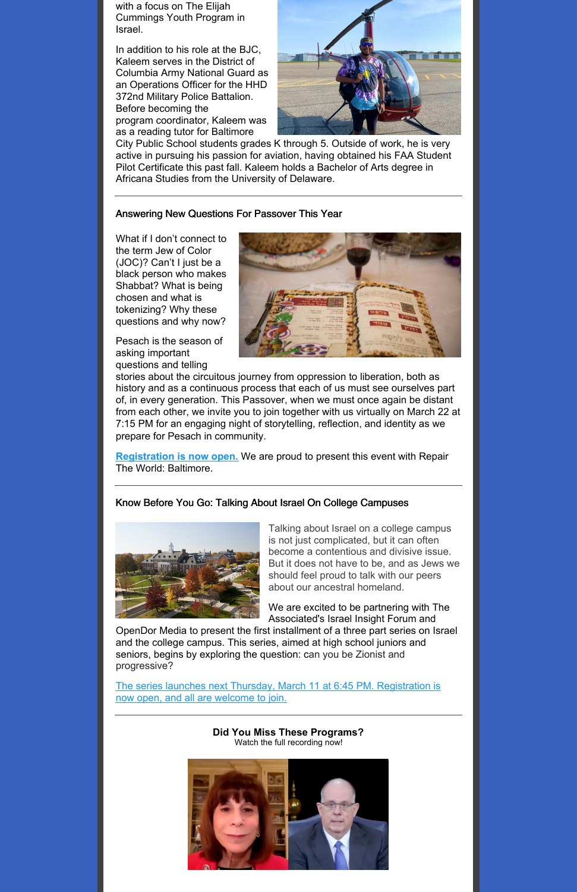with a focus on The Elijah Cummings Youth Program in Israel.

In addition to his role at the BJC, Kaleem serves in the District of Columbia Army National Guard as an Operations Officer for the HHD 372nd Military Police Battalion. Before becoming the program coordinator, Kaleem was as a reading tutor for Baltimore City Public School students grades K through 5. Outside of work, he is very active in pursuing his passion for aviation, having obtained his FAA Student Pilot Certificate this past fall. Kaleem holds a Bachelor of Arts degree in Africana Studies from the University of Delaware.

---

### Answering New Questions For Passover This Year

What if I don't connect to the term Jew of Color (JOC)? Can't I just be a black person who makes Shabbat? What is being chosen and what is tokenizing? Why these questions and why now?

Pesach is the season of asking important questions and telling stories about the circuitous journey from oppression to liberation, both as history and as a continuous process that each of us must see ourselves part of, in every generation. This Passover, when we must once again be distant from each other, we invite you to join together with us virtually on March 22 at 7:15 PM for an engaging night of storytelling, reflection, and identity as we prepare for Pesach in community.

**Registration is now open.** We are proud to present this event with Repair The World: Baltimore.

---

### Know Before You Go: Talking About Israel On College Campuses

Talking about Israel on a college campus is not just complicated, but it can often become a contentious and divisive issue. But it does not have to be, and as Jews we should feel proud to talk with our peers about our ancestral homeland.

We are excited to be partnering with The Associated's Israel Insight Forum and OpenDor Media to present the first installment of a three part series on Israel and the college campus. This series, aimed at high school juniors and seniors, begins by exploring the question: can you be Zionist and progressive?

The series launches next Thursday, March 11 at 6:45 PM. Registration is now open, and all are welcome to join.

---

**Did You Miss These Programs?**

Watch the full recording now!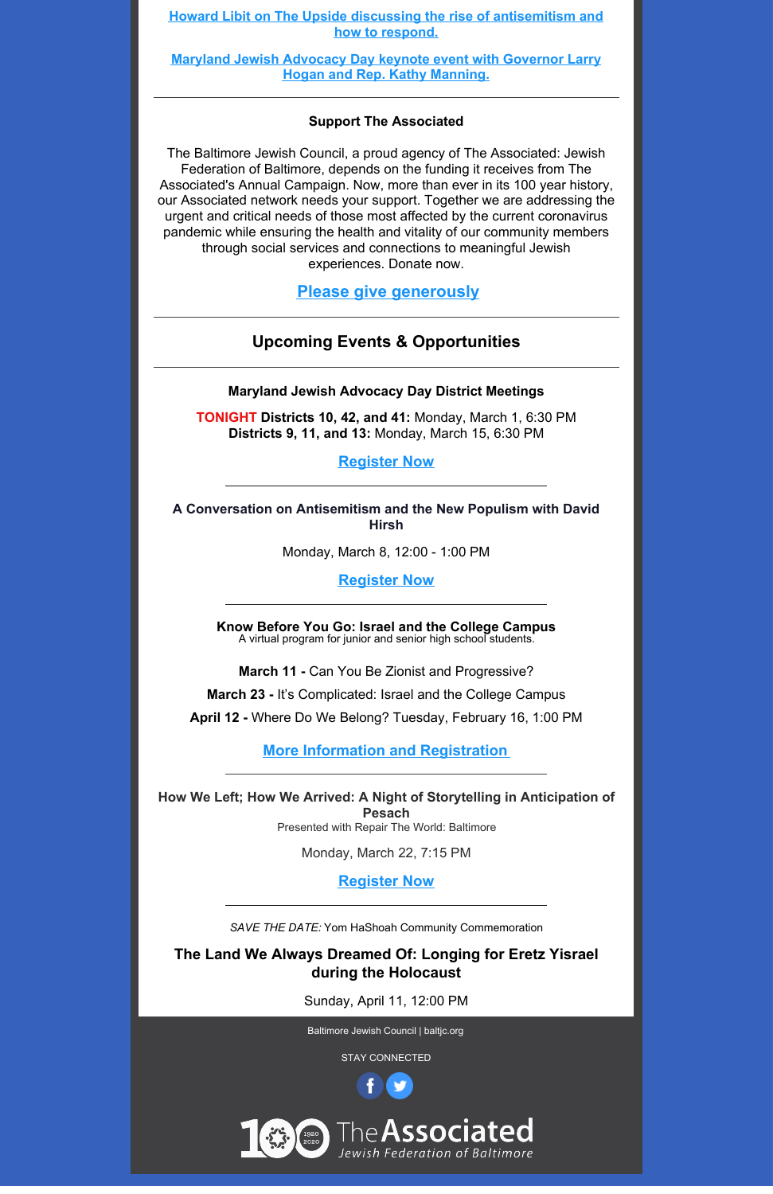[Howard Libit on The Upside discussing the rise of antisemitism and how to respond.]

[Maryland Jewish Advocacy Day keynote event with Governor Larry Hogan and Rep. Kathy Manning.]

---

### Support The Associated

The Baltimore Jewish Council, a proud agency of The Associated: Jewish Federation of Baltimore, depends on the funding it receives from The Associated's Annual Campaign. Now, more than ever in its 100 year history, our Associated network needs your support. Together we are addressing the urgent and critical needs of those most affected by the current coronavirus pandemic while ensuring the health and vitality of our community members through social services and connections to meaningful Jewish experiences. Donate now.

**Please give generously**

---

## Upcoming Events & Opportunities

---

### Maryland Jewish Advocacy Day District Meetings

**TONIGHT Districts 10, 42, and 41:** Monday, March 1, 6:30 PM
**Districts 9, 11, and 13:** Monday, March 15, 6:30 PM

**Register Now**

---

### A Conversation on Antisemitism and the New Populism with David Hirsh

Monday, March 8, 12:00 - 1:00 PM

**Register Now**

---

### Know Before You Go: Israel and the College Campus

A virtual program for junior and senior high school students.

**March 11 -** Can You Be Zionist and Progressive?

**March 23 -** It's Complicated: Israel and the College Campus

**April 12 -** Where Do We Belong? Tuesday, February 16, 1:00 PM

**More Information and Registration**

---

### How We Left; How We Arrived: A Night of Storytelling in Anticipation of Pesach

Presented with Repair The World: Baltimore

Monday, March 22, 7:15 PM

**Register Now**

---

*SAVE THE DATE:* Yom HaShoah Community Commemoration

### The Land We Always Dreamed Of: Longing for Eretz Yisrael during the Holocaust

Sunday, April 11, 12:00 PM

Baltimore Jewish Council | baltjc.org

STAY CONNECTED

1920 2020 The Associated Jewish Federation of Baltimore